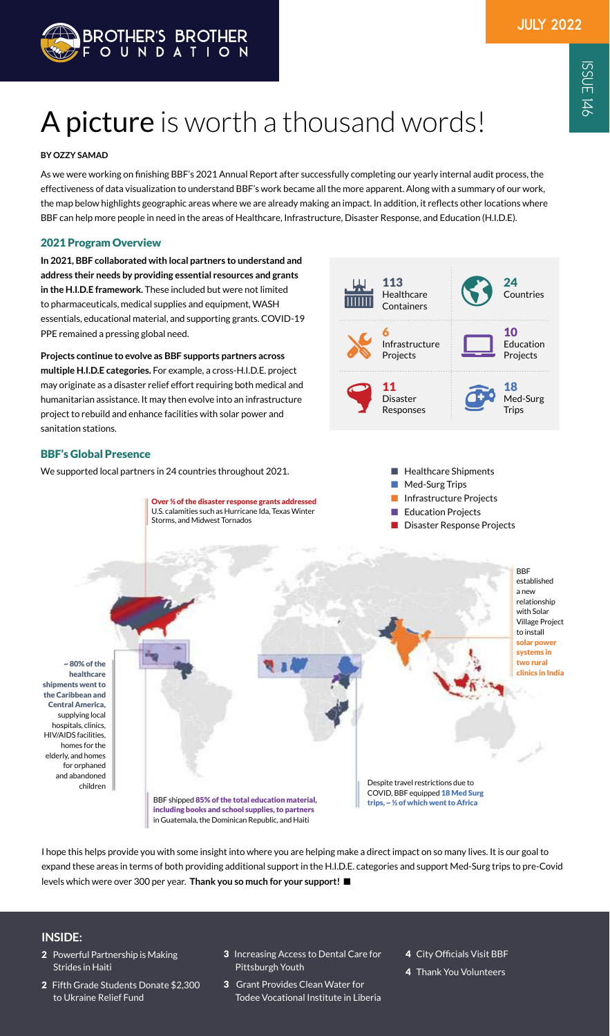# A picture is worth a thousand words!

**BY OZZY SAMAD**

As we were working on finishing BBF's 2021 Annual Report after successfully completing our yearly internal audit process, the effectiveness of data visualization to understand BBF's work became all the more apparent. Along with a summary of our work, the map below highlights geographic areas where we are already making an impact. In addition, it reflects other locations where BBF can help more people in need in the areas of Healthcare, Infrastructure, Disaster Response, and Education (H.I.D.E).

## 2021 Program Overview

**In 2021, BBF collaborated with local partners to understand and address their needs by providing essential resources and grants in the H.I.D.E framework.** These included but were not limited to pharmaceuticals, medical supplies and equipment, WASH essentials, educational material, and supporting grants. COVID-19 PPE remained a pressing global need.

**Projects continue to evolve as BBF supports partners across multiple H.I.D.E categories.** For example, a cross-H.I.D.E. project may originate as a disaster relief effort requiring both medical and humanitarian assistance. It may then evolve into an infrastructure project to rebuild and enhance facilities with solar power and sanitation stations.

- **113** Healthcare Containers
- **24** Countries
- **6** Infrastructure Projects
- **10** Education Projects
- **11** Disaster Responses
- **18** Med-Surg Trips

## BBF's Global Presence

We supported local partners in 24 countries throughout 2021.

- Healthcare Shipments
- Med-Surg Trips
- Infrastructure Projects
- Education Projects
- Disaster Response Projects

**Over ½ of the disaster response grants addressed** U.S. calamities such as Hurricane Ida, Texas Winter Storms, and Midwest Tornados

BBF established a new relationship with Solar Village Project to install **solar power systems in two rural clinics in India**

**~ 80% of the healthcare shipments went to the Caribbean and Central America,** supplying local hospitals, clinics, HIV/AIDS facilities, homes for the elderly, and homes for orphaned and abandoned children

BBF shipped **85% of the total education material, including books and school supplies, to partners** in Guatemala, the Dominican Republic, and Haiti

Despite travel restrictions due to COVID, BBF equipped **18 Med Surg trips, ~ ½ of which went to Africa**

I hope this helps provide you with some insight into where you are helping make a direct impact on so many lives. It is our goal to expand these areas in terms of both providing additional support in the H.I.D.E. categories and support Med-Surg trips to pre-Covid levels which were over 300 per year. **Thank you so much for your support!** ■

## INSIDE:

- **2** Powerful Partnership is Making Strides in Haiti
- **2** Fifth Grade Students Donate $2,300 to Ukraine Relief Fund
- **3** Increasing Access to Dental Care for Pittsburgh Youth
- **3** Grant Provides Clean Water for Todee Vocational Institute in Liberia
- **4** City Officials Visit BBF
- **4** Thank You Volunteers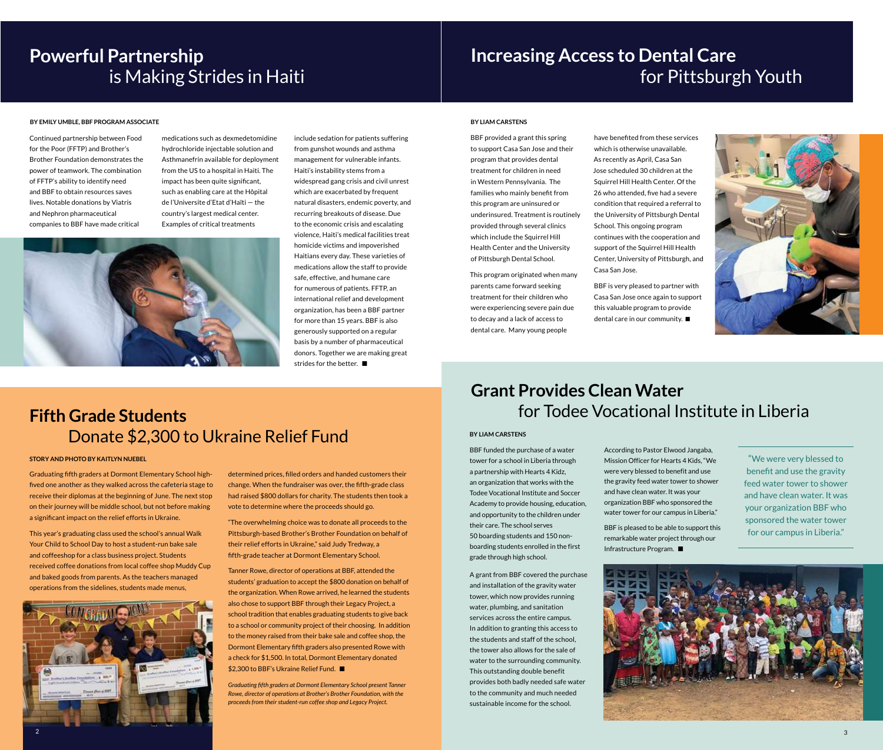# Powerful Partnership is Making Strides in Haiti

**BY EMILY UMBLE, BBF PROGRAM ASSOCIATE**

Continued partnership between Food for the Poor (FFTP) and Brother's Brother Foundation demonstrates the power of teamwork. The combination of FFTP's ability to identify need and BBF to obtain resources saves lives. Notable donations by Viatris and Nephron pharmaceutical companies to BBF have made critical medications such as dexmedetomidine hydrochloride injectable solution and Asthmanefrin available for deployment from the US to a hospital in Haiti. The impact has been quite significant, such as enabling care at the Hôpital de l'Universite d'Etat d'Haïti — the country's largest medical center. Examples of critical treatments include sedation for patients suffering from gunshot wounds and asthma management for vulnerable infants. Haiti's instability stems from a widespread gang crisis and civil unrest which are exacerbated by frequent natural disasters, endemic poverty, and recurring breakouts of disease. Due to the economic crisis and escalating violence, Haiti's medical facilities treat homicide victims and impoverished Haitians every day. These varieties of medications allow the staff to provide safe, effective, and humane care for numerous of patients. FFTP, an international relief and development organization, has been a BBF partner for more than 15 years. BBF is also generously supported on a regular basis by a number of pharmaceutical donors. Together we are making great strides for the better. ■

# Increasing Access to Dental Care for Pittsburgh Youth

**BY LIAM CARSTENS**

BBF provided a grant this spring to support Casa San Jose and their program that provides dental treatment for children in need in Western Pennsylvania. The families who mainly benefit from this program are uninsured or underinsured. Treatment is routinely provided through several clinics which include the Squirrel Hill Health Center and the University of Pittsburgh Dental School.

This program originated when many parents came forward seeking treatment for their children who were experiencing severe pain due to decay and a lack of access to dental care. Many young people have benefited from these services which is otherwise unavailable. As recently as April, Casa San Jose scheduled 30 children at the Squirrel Hill Health Center. Of the 26 who attended, five had a severe condition that required a referral to the University of Pittsburgh Dental School. This ongoing program continues with the cooperation and support of the Squirrel Hill Health Center, University of Pittsburgh, and Casa San Jose.

BBF is very pleased to partner with Casa San Jose once again to support this valuable program to provide dental care in our community. ■

# Fifth Grade Students Donate $2,300 to Ukraine Relief Fund

**STORY AND PHOTO BY KAITLYN NUEBEL**

Graduating fifth graders at Dormont Elementary School high-fived one another as they walked across the cafeteria stage to receive their diplomas at the beginning of June. The next stop on their journey will be middle school, but not before making a significant impact on the relief efforts in Ukraine.

This year's graduating class used the school's annual Walk Your Child to School Day to host a student-run bake sale and coffeeshop for a class business project. Students received coffee donations from local coffee shop Muddy Cup and baked goods from parents. As the teachers managed operations from the sidelines, students made menus, determined prices, filled orders and handed customers their change. When the fundraiser was over, the fifth-grade class had raised $800 dollars for charity. The students then took a vote to determine where the proceeds should go.

"The overwhelming choice was to donate all proceeds to the Pittsburgh-based Brother's Brother Foundation on behalf of their relief efforts in Ukraine," said Judy Tredway, a fifth-grade teacher at Dormont Elementary School.

Tanner Rowe, director of operations at BBF, attended the students' graduation to accept the $800 donation on behalf of the organization. When Rowe arrived, he learned the students also chose to support BBF through their Legacy Project, a school tradition that enables graduating students to give back to a school or community project of their choosing. In addition to the money raised from their bake sale and coffee shop, the Dormont Elementary fifth graders also presented Rowe with a check for $1,500. In total, Dormont Elementary donated $2,300 to BBF's Ukraine Relief Fund. ■

*Graduating fifth graders at Dormont Elementary School present Tanner Rowe, director of operations at Brother's Brother Foundation, with the proceeds from their student-run coffee shop and Legacy Project.*

# Grant Provides Clean Water for Todee Vocational Institute in Liberia

**BY LIAM CARSTENS**

BBF funded the purchase of a water tower for a school in Liberia through a partnership with Hearts 4 Kidz, an organization that works with the Todee Vocational Institute and Soccer Academy to provide housing, education, and opportunity to the children under their care. The school serves 50 boarding students and 150 non-boarding students enrolled in the first grade through high school.

A grant from BBF covered the purchase and installation of the gravity water tower, which now provides running water, plumbing, and sanitation services across the entire campus. In addition to granting this access to the students and staff of the school, the tower also allows for the sale of water to the surrounding community. This outstanding double benefit provides both badly needed safe water to the community and much needed sustainable income for the school.

According to Pastor Elwood Jangaba, Mission Officer for Hearts 4 Kids, "We were very blessed to benefit and use the gravity feed water tower to shower and have clean water. It was your organization BBF who sponsored the water tower for our campus in Liberia."

BBF is pleased to be able to support this remarkable water project through our Infrastructure Program. ■

> "We were very blessed to benefit and use the gravity feed water tower to shower and have clean water. It was your organization BBF who sponsored the water tower for our campus in Liberia."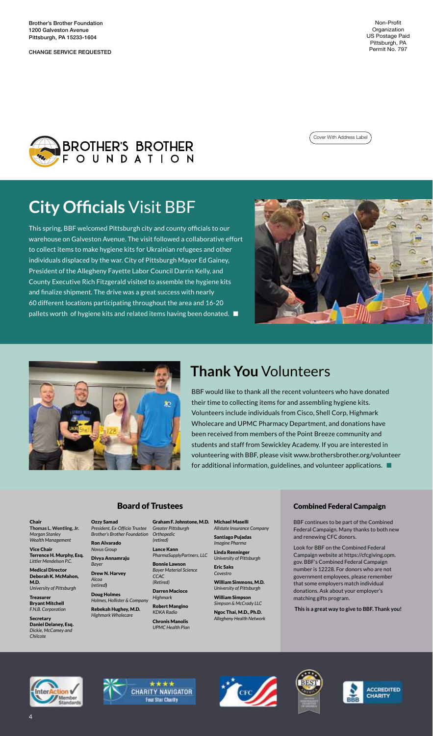Brother's Brother Foundation
1200 Galveston Avenue
Pittsburgh, PA 15233-1604

CHANGE SERVICE REQUESTED

Non-Profit Organization
US Postage Paid
Pittsburgh, PA
Permit No. 797

Cover With Address Label

BROTHER'S BROTHER FOUNDATION

# **City Officials** Visit BBF

This spring, BBF welcomed Pittsburgh city and county officials to our warehouse on Galveston Avenue. The visit followed a collaborative effort to collect items to make hygiene kits for Ukrainian refugees and other individuals displaced by the war. City of Pittsburgh Mayor Ed Gainey, President of the Allegheny Fayette Labor Council Darrin Kelly, and County Executive Rich Fitzgerald visited to assemble the hygiene kits and finalize shipment. The drive was a great success with nearly 60 different locations participating throughout the area and 16-20 pallets worth of hygiene kits and related items having been donated. ■

# **Thank You** Volunteers

BBF would like to thank all the recent volunteers who have donated their time to collecting items for and assembling hygiene kits. Volunteers include individuals from Cisco, Shell Corp, Highmark Wholecare and UPMC Pharmacy Department, and donations have been received from members of the Point Breeze community and students and staff from Sewickley Academy. If you are interested in volunteering with BBF, please visit www.brothersbrother.org/volunteer for additional information, guidelines, and volunteer applications. ■

## Board of Trustees

**Chair**
**Thomas L. Wentling, Jr.**
*Morgan Stanley Wealth Management*

**Vice Chair**
**Terrence H. Murphy, Esq.**
*Littler Mendelson P.C.*

**Medical Director**
**Deborah K. McMahon, M.D.**
*University of Pittsburgh*

**Treasurer**
**Bryant Mitchell**
*F.N.B. Corporation*

**Secretary**
**Daniel Delaney, Esq.**
*Dickie, McCamey and Chilcote*

**Ozzy Samad**
*President, Ex-Officio Trustee Brother's Brother Foundation*

**Ron Alvarado**
*Novus Group*

**Divya Annamraju**
*Bayer*

**Drew N. Harvey**
*Alcoa (retired)*

**Doug Holmes**
*Holmes, Hollister & Company*

**Rebekah Hughey, M.D.**
*Highmark Wholecare*

**Graham F. Johnstone, M.D.**
*Greater Pittsburgh Orthopedic (retired)*

**Lance Kann**
*PharmaSupplyPartners, LLC*

**Bonnie Lawson**
*Bayer Material Science CCAC (Retired)*

**Darren Macioce**
*Highmark*

**Robert Mangino**
*KDKA Radio*

**Chronis Manolis**
*UPMC Health Plan*

**Michael Maselli**
*Allstate Insurance Company*

**Santiago Pujadas**
*Imagine Pharma*

**Linda Renninger**
*University of Pittsburgh*

**Eric Saks**
*Covestro*

**William Simmons, M.D.**
*University of Pittsburgh*

**William Simpson**
*Simpson & McCrady LLC*

**Ngoc Thai, M.D., Ph.D.**
*Allegheny Health Network*

## Combined Federal Campaign

BBF continues to be part of the Combined Federal Campaign. Many thanks to both new and renewing CFC donors.

Look for BBF on the Combined Federal Campaign website at https://cfcgiving.opm.gov. BBF's Combined Federal Campaign number is 12228. For donors who are not government employees, please remember that some employers match individual donations. Ask about your employer's matching gifts program.

**This is a great way to give to BBF. Thank you!**